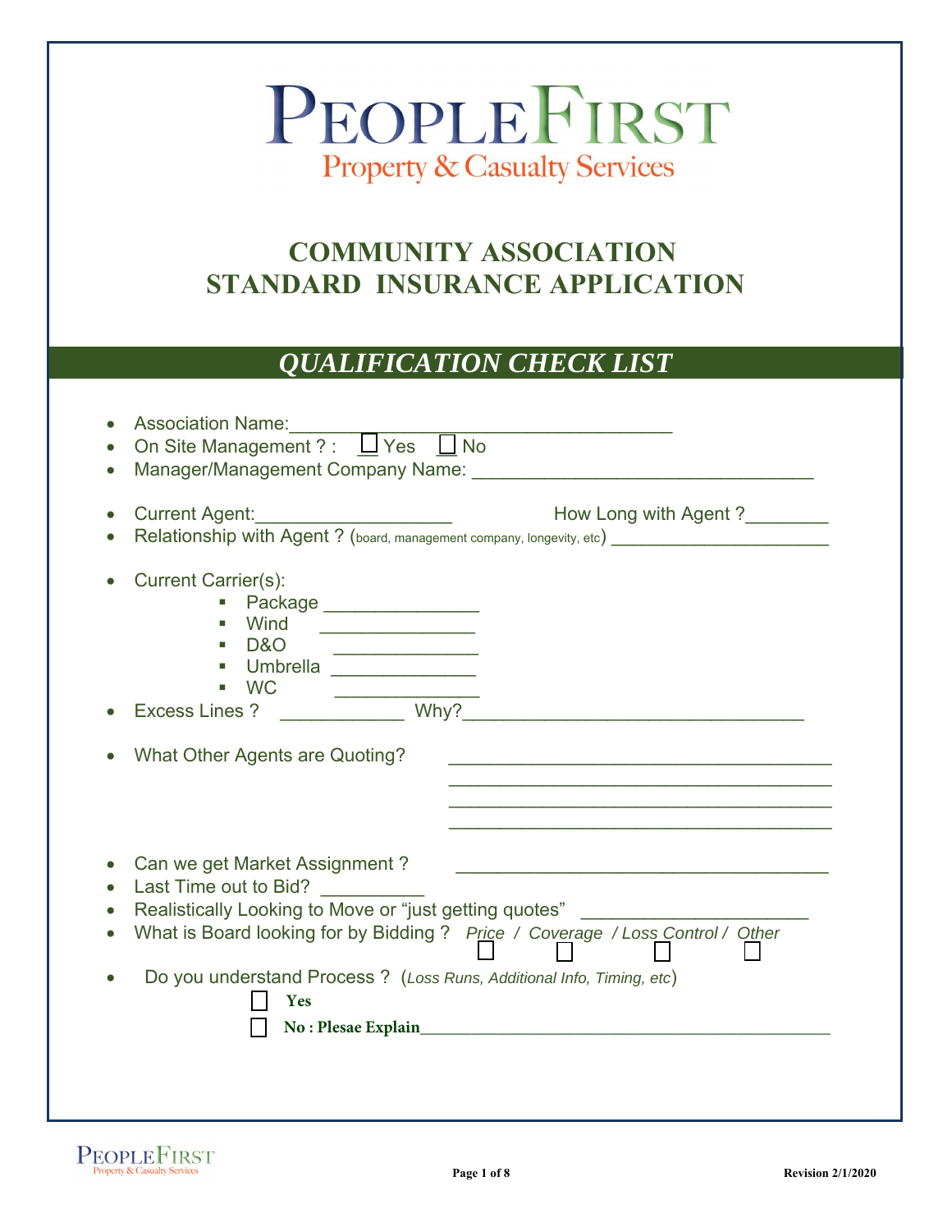# PEOPLEFIRST
Property & Casualty Services

## COMMUNITY ASSOCIATION STANDARD INSURANCE APPLICATION

## *QUALIFICATION CHECK LIST*

- Association Name:_______________________________________
- On Site Management ? : ☐ Yes ☐ No
- Manager/Management Company Name: ________________________________
- Current Agent:___________________ How Long with Agent ?________
- Relationship with Agent ? (board, management company, longevity, etc) _____________________
- Current Carrier(s):
  - Package _______________
  - Wind _______________
  - D&O _______________
  - Umbrella _______________
  - WC _______________
- Excess Lines ? ____________ Why?________________________________
- What Other Agents are Quoting? ____________________________________
  ____________________________________
  ____________________________________
  ____________________________________
- Can we get Market Assignment ? ____________________________________
- Last Time out to Bid? __________
- Realistically Looking to Move or "just getting quotes" _____________________
- What is Board looking for by Bidding ? *Price* ☐ / *Coverage* ☐ / *Loss Control* ☐ / *Other* ☐
- Do you understand Process ? (*Loss Runs, Additional Info, Timing, etc*)
  - ☐ **Yes**
  - ☐ **No : Plesae Explain**_____________________________________________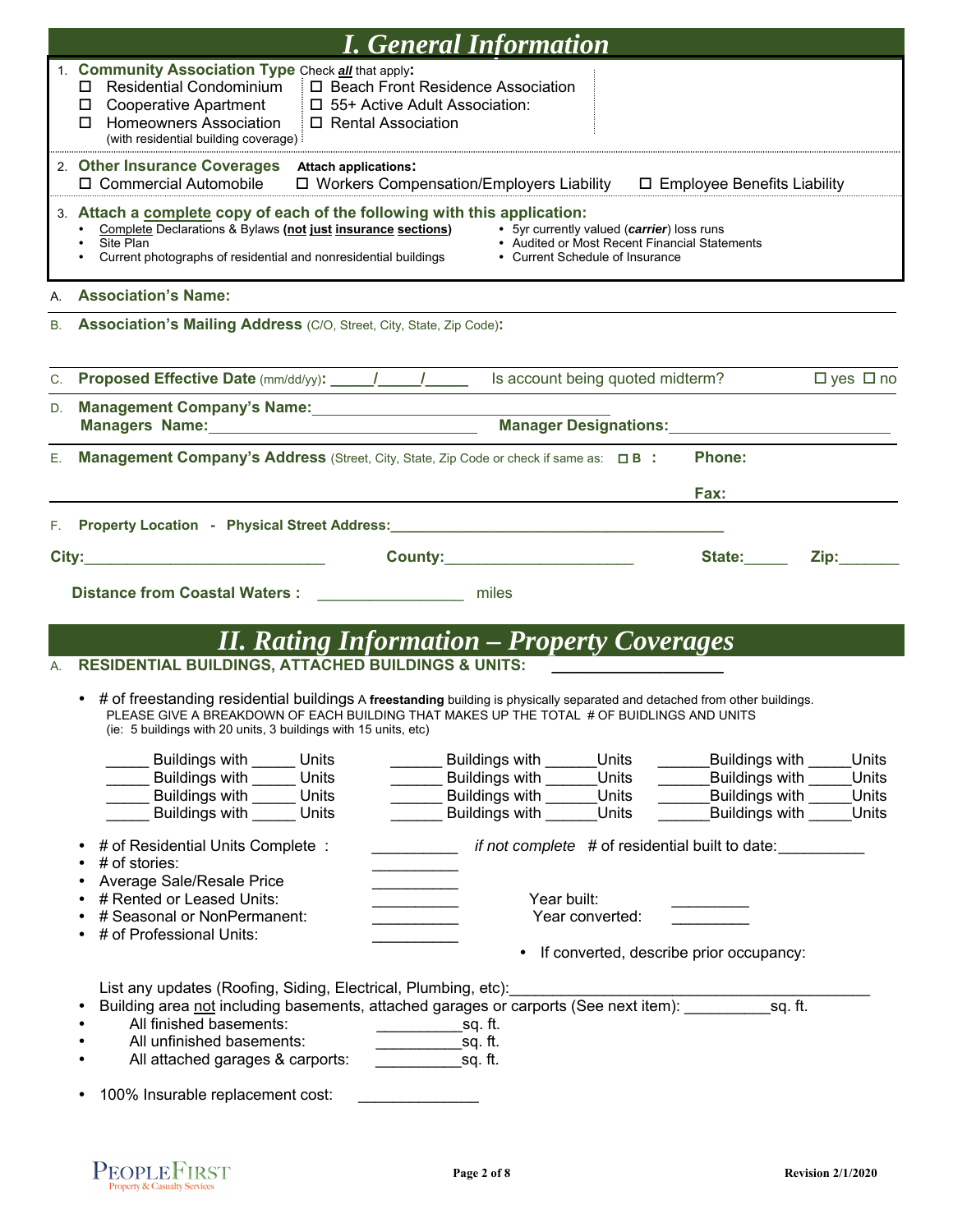# I. General Information

1. **Community Association Type** Check ***all*** that apply:
   - ☐ Residential Condominium
   - ☐ Cooperative Apartment
   - ☐ Homeowners Association (with residential building coverage)
   - ☐ Beach Front Residence Association
   - ☐ 55+ Active Adult Association:
   - ☐ Rental Association

2. **Other Insurance Coverages** **Attach applications:**
   ☐ Commercial Automobile ☐ Workers Compensation/Employers Liability ☐ Employee Benefits Liability

3. **Attach a complete copy of each of the following with this application:**
   - Complete Declarations & Bylaws **(not just insurance sections)**
   - Site Plan
   - Current photographs of residential and nonresidential buildings
   - 5yr currently valued (***carrier***) loss runs
   - Audited or Most Recent Financial Statements
   - Current Schedule of Insurance

A. **Association's Name:**

B. **Association's Mailing Address** (C/O, Street, City, State, Zip Code)**:**

C. **Proposed Effective Date** (mm/dd/yy)**:** _____/_____/_____ Is account being quoted midterm? ☐ yes ☐ no

D. **Management Company's Name:**______________________________
**Managers Name:**______________________________ **Manager Designations:**______________________

E. **Management Company's Address** (Street, City, State, Zip Code or check if same as: ☐ **B :** **Phone:**

**Fax:**

F. **Property Location - Physical Street Address:**________________________________________

**City:**__________________________ **County:**____________________ **State:**_____ **Zip:**_______

**Distance from Coastal Waters :** _________________ miles

# II. Rating Information – Property Coverages

A. **RESIDENTIAL BUILDINGS, ATTACHED BUILDINGS & UNITS:** ________________

- # of freestanding residential buildings A **freestanding** building is physically separated and detached from other buildings.
  PLEASE GIVE A BREAKDOWN OF EACH BUILDING THAT MAKES UP THE TOTAL # OF BUIDLINGS AND UNITS
  (ie: 5 buildings with 20 units, 3 buildings with 15 units, etc)

| | | |
|---|---|---|
| _____ Buildings with _____ Units | ______ Buildings with ______Units | ______Buildings with _____Units |
| _____ Buildings with _____ Units | ______ Buildings with ______Units | ______Buildings with _____Units |
| _____ Buildings with _____ Units | ______ Buildings with ______Units | ______Buildings with _____Units |
| _____ Buildings with _____ Units | ______ Buildings with ______Units | ______Buildings with _____Units |

- # of Residential Units Complete : __________ *if not complete* # of residential built to date:__________
- # of stories: __________
- Average Sale/Resale Price __________
- # Rented or Leased Units: __________ Year built: _________
- # Seasonal or NonPermanent: __________ Year converted: _________
- # of Professional Units: __________
  - If converted, describe prior occupancy:

List any updates (Roofing, Siding, Electrical, Plumbing, etc):________________________________________

- Building area not including basements, attached garages or carports (See next item): __________sq. ft.
- All finished basements: __________sq. ft.
- All unfinished basements: __________sq. ft.
- All attached garages & carports: __________sq. ft.

- 100% Insurable replacement cost: ______________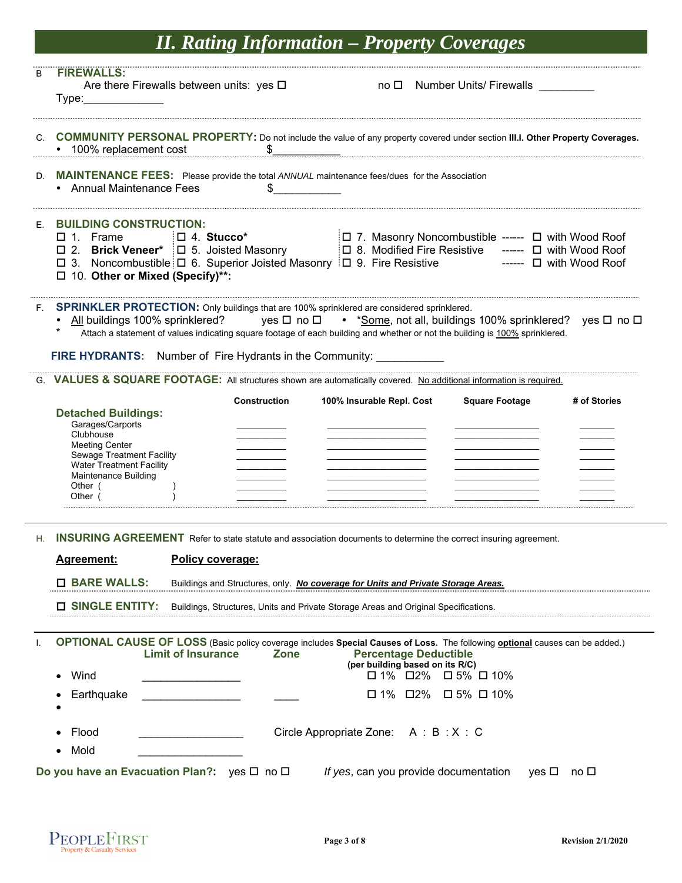# II. Rating Information – Property Coverages

B **FIREWALLS:**

Are there Firewalls between units: yes ☐ no ☐ Number Units/ Firewalls _________

Type:_____________

C. **COMMUNITY PERSONAL PROPERTY:** Do not include the value of any property covered under section **III.I. Other Property Coverages.**

- 100% replacement cost $___________

D. **MAINTENANCE FEES:** Please provide the total *ANNUAL* maintenance fees/dues for the Association

- Annual Maintenance Fees $___________

E. **BUILDING CONSTRUCTION:**

☐ 1. Frame ☐ 4. **Stucco*** ☐ 7. Masonry Noncombustible ------ ☐ with Wood Roof

☐ 2. **Brick Veneer*** ☐ 5. Joisted Masonry ☐ 8. Modified Fire Resistive ------ ☐ with Wood Roof

☐ 3. Noncombustible ☐ 6. Superior Joisted Masonry ☐ 9. Fire Resistive ------ ☐ with Wood Roof

☐ 10. **Other or Mixed (Specify)**:**

F. **SPRINKLER PROTECTION:** Only buildings that are 100% sprinklered are considered sprinklered.

- <u>All</u> buildings 100% sprinklered? yes ☐ no ☐
- *<u>Some</u>, not all, buildings 100% sprinklered? yes ☐ no ☐

\* Attach a statement of values indicating square footage of each building and whether or not the building is <u>100%</u> sprinklered.

**FIRE HYDRANTS:** Number of Fire Hydrants in the Community: ___________

G. **VALUES & SQUARE FOOTAGE:** All structures shown are automatically covered. <u>No additional information is required.</u>

| Detached Buildings: | Construction | 100% Insurable Repl. Cost | Square Footage | # of Stories |
|---|---|---|---|---|
| Garages/Carports | | | | |
| Clubhouse | | | | |
| Meeting Center | | | | |
| Sewage Treatment Facility | | | | |
| Water Treatment Facility | | | | |
| Maintenance Building | | | | |
| Other ( ) | | | | |
| Other ( ) | | | | |

H. **INSURING AGREEMENT** Refer to state statute and association documents to determine the correct insuring agreement.

| <u>Agreement:</u> | <u>Policy coverage:</u> |
|---|---|
| ☐ **BARE WALLS:** | Buildings and Structures, only. ***<u>No coverage for Units and Private Storage Areas.</u>*** |
| ☐ **SINGLE ENTITY:** | Buildings, Structures, Units and Private Storage Areas and Original Specifications. |

I. **OPTIONAL CAUSE OF LOSS** (Basic policy coverage includes **Special Causes of Loss.** The following <u>**optional**</u> causes can be added.)

| | Limit of Insurance | Zone | Percentage Deductible (per building based on its R/C) |
|---|---|---|---|
| Wind | ________________ | | ☐ 1% ☐2% ☐ 5% ☐ 10% |
| Earthquake | ________________ | ____ | ☐ 1% ☐2% ☐ 5% ☐ 10% |
| | | | |
| Flood | ________________ | Circle Appropriate Zone: A : B : X : C | |
| Mold | ________________ | | |

**Do you have an Evacuation Plan?:** yes ☐ no ☐ *If yes*, can you provide documentation yes ☐ no ☐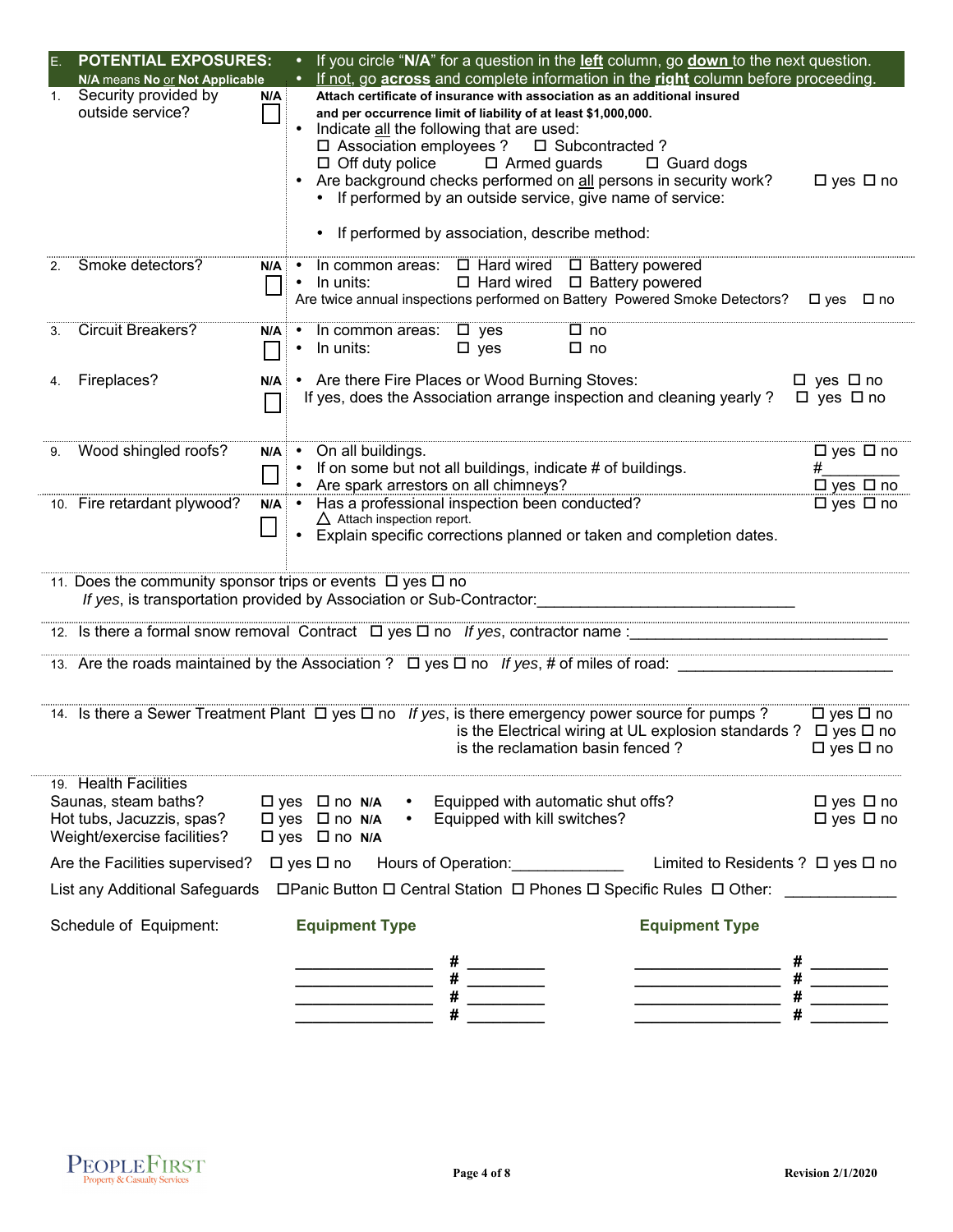## E. POTENTIAL EXPOSURES:

**N/A means No or Not Applicable**

- If you circle "**N/A**" for a question in the **left** column, go **down** to the next question.
- If not, go **across** and complete information in the **right** column before proceeding.

**1. Security provided by outside service?** **N/A** ☐

**Attach certificate of insurance with association as an additional insured and per occurrence limit of liability of at least $1,000,000.**

- Indicate all the following that are used:
  - ☐ Association employees ? ☐ Subcontracted ?
  - ☐ Off duty police ☐ Armed guards ☐ Guard dogs
- Are background checks performed on all persons in security work? ☐ yes ☐ no
  - If performed by an outside service, give name of service:
  - If performed by association, describe method:

**2. Smoke detectors?** **N/A** ☐

- In common areas: ☐ Hard wired ☐ Battery powered
- In units: ☐ Hard wired ☐ Battery powered

Are twice annual inspections performed on Battery Powered Smoke Detectors? ☐ yes ☐ no

**3. Circuit Breakers?** **N/A** ☐

- In common areas: ☐ yes ☐ no
- In units: ☐ yes ☐ no

**4. Fireplaces?** **N/A** ☐

- Are there Fire Places or Wood Burning Stoves: ☐ yes ☐ no

If yes, does the Association arrange inspection and cleaning yearly ? ☐ yes ☐ no

**9. Wood shingled roofs?** **N/A** ☐

- On all buildings. ☐ yes ☐ no
- If on some but not all buildings, indicate # of buildings. #_________
- Are spark arrestors on all chimneys? ☐ yes ☐ no

**10. Fire retardant plywood?** **N/A** ☐

- Has a professional inspection been conducted? ☐ yes ☐ no
  - △ Attach inspection report.
- Explain specific corrections planned or taken and completion dates.

11. Does the community sponsor trips or events ☐ yes ☐ no
*If yes*, is transportation provided by Association or Sub-Contractor:______________________________

12. Is there a formal snow removal Contract ☐ yes ☐ no *If yes*, contractor name :______________________________

13. Are the roads maintained by the Association ? ☐ yes ☐ no *If yes*, # of miles of road: __________________________

14. Is there a Sewer Treatment Plant ☐ yes ☐ no *If yes*, is there emergency power source for pumps ? ☐ yes ☐ no
is the Electrical wiring at UL explosion standards ? ☐ yes ☐ no
is the reclamation basin fenced ? ☐ yes ☐ no

**19. Health Facilities**

| | | | |
|---|---|---|---|
| Saunas, steam baths? | ☐ yes ☐ no **N/A** | • Equipped with automatic shut offs? | ☐ yes ☐ no |
| Hot tubs, Jacuzzis, spas? | ☐ yes ☐ no **N/A** | • Equipped with kill switches? | ☐ yes ☐ no |
| Weight/exercise facilities? | ☐ yes ☐ no **N/A** | | |

Are the Facilities supervised? ☐ yes ☐ no Hours of Operation:_____________ Limited to Residents ? ☐ yes ☐ no

List any Additional Safeguards ☐Panic Button ☐ Central Station ☐ Phones ☐ Specific Rules ☐ Other: _____________

Schedule of Equipment:

| Equipment Type | # | Equipment Type | # |
|---|---|---|---|
| ________________ | # _________ | ________________ | # _________ |
| ________________ | # _________ | ________________ | # _________ |
| ________________ | # _________ | ________________ | # _________ |
| ________________ | # _________ | ________________ | # _________ |

PEOPLEFIRST Property & Casualty Services

Revision 2/1/2020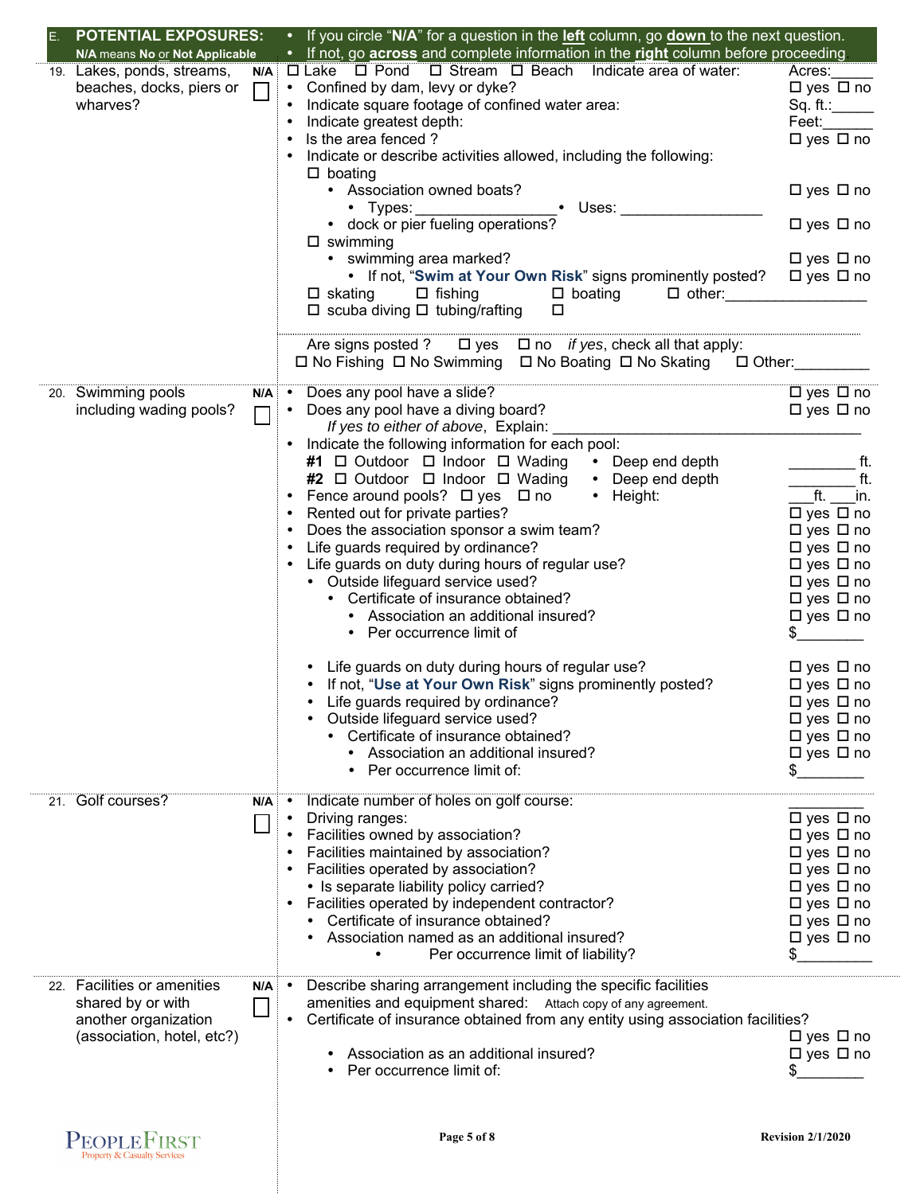## E. POTENTIAL EXPOSURES:

**N/A** means **No** or **Not Applicable**

- If you circle "**N/A**" for a question in the **left** column, go **down** to the next question.
- If not, go **across** and complete information in the **right** column before proceeding.

**19. Lakes, ponds, streams, beaches, docks, piers or wharves?** N/A ☐

- ☐ Lake ☐ Pond ☐ Stream ☐ Beach Indicate area of water: Acres:_____
- Confined by dam, levy or dyke? ☐ yes ☐ no
- Indicate square footage of confined water area: Sq. ft.:_____
- Indicate greatest depth: Feet:______
- Is the area fenced ? ☐ yes ☐ no
- Indicate or describe activities allowed, including the following:
  - ☐ boating
    - Association owned boats? ☐ yes ☐ no
      - Types:_________________ • Uses: _________________
    - dock or pier fueling operations? ☐ yes ☐ no
  - ☐ swimming
    - swimming area marked? ☐ yes ☐ no
      - If not, "**Swim at Your Own Risk**" signs prominently posted? ☐ yes ☐ no
  - ☐ skating ☐ fishing ☐ boating ☐ other:_________________
  - ☐ scuba diving ☐ tubing/rafting ☐

Are signs posted ? ☐ yes ☐ no *if yes*, check all that apply:
☐ No Fishing ☐ No Swimming ☐ No Boating ☐ No Skating ☐ Other:_________

**20. Swimming pools including wading pools?** N/A ☐

- Does any pool have a slide? ☐ yes ☐ no
- Does any pool have a diving board? ☐ yes ☐ no
  - *If yes to either of above*, Explain: ______________________________________
- Indicate the following information for each pool:
  - **#1** ☐ Outdoor ☐ Indoor ☐ Wading • Deep end depth _________ ft.
  - **#2** ☐ Outdoor ☐ Indoor ☐ Wading • Deep end depth _________ ft.
- Fence around pools? ☐ yes ☐ no • Height: ___ft. ___in.
- Rented out for private parties? ☐ yes ☐ no
- Does the association sponsor a swim team? ☐ yes ☐ no
- Life guards required by ordinance? ☐ yes ☐ no
- Life guards on duty during hours of regular use? ☐ yes ☐ no
  - Outside lifeguard service used? ☐ yes ☐ no
    - Certificate of insurance obtained? ☐ yes ☐ no
      - Association an additional insured? ☐ yes ☐ no
      - Per occurrence limit of $________

  - Life guards on duty during hours of regular use? ☐ yes ☐ no
  - If not, "**Use at Your Own Risk**" signs prominently posted? ☐ yes ☐ no
  - Life guards required by ordinance? ☐ yes ☐ no
  - Outside lifeguard service used? ☐ yes ☐ no
    - Certificate of insurance obtained? ☐ yes ☐ no
      - Association an additional insured? ☐ yes ☐ no
      - Per occurrence limit of: $________

**21. Golf courses?** N/A ☐

- Indicate number of holes on golf course: _________
- Driving ranges: ☐ yes ☐ no
- Facilities owned by association? ☐ yes ☐ no
- Facilities maintained by association? ☐ yes ☐ no
- Facilities operated by association? ☐ yes ☐ no
  - Is separate liability policy carried? ☐ yes ☐ no
- Facilities operated by independent contractor? ☐ yes ☐ no
  - Certificate of insurance obtained? ☐ yes ☐ no
  - Association named as an additional insured? ☐ yes ☐ no
    - Per occurrence limit of liability? $_________

**22. Facilities or amenities shared by or with another organization (association, hotel, etc?)** N/A ☐

- Describe sharing arrangement including the specific facilities amenities and equipment shared: Attach copy of any agreement.
- Certificate of insurance obtained from any entity using association facilities? ☐ yes ☐ no
  - Association as an additional insured? ☐ yes ☐ no
  - Per occurrence limit of: $________

Revision 2/1/2020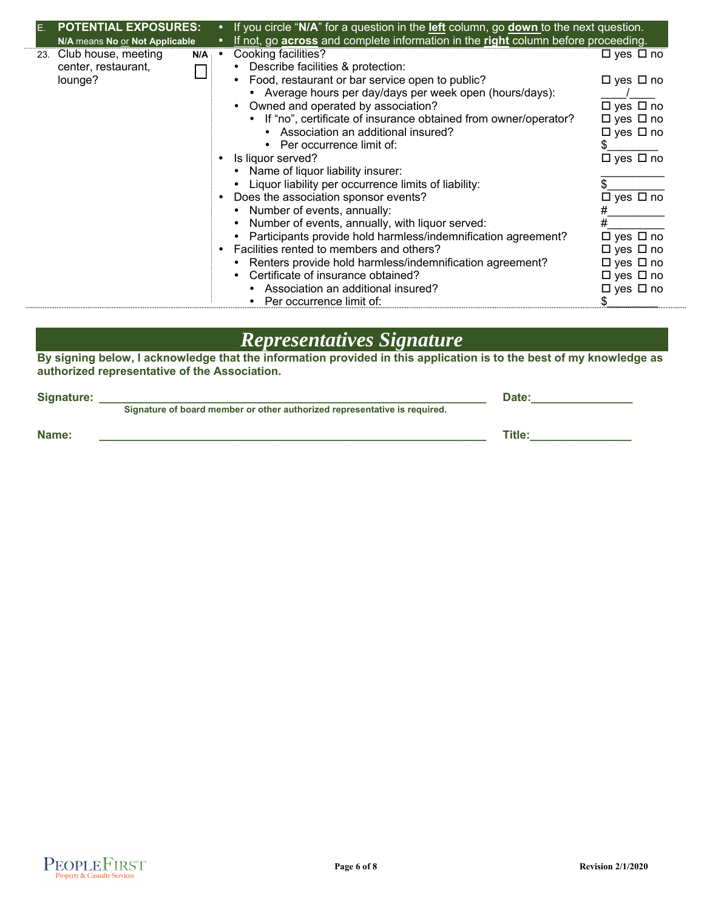## E. POTENTIAL EXPOSURES:

**N/A** means **No** or **Not Applicable**

- If you circle "**N/A**" for a question in the **left** column, go **down** to the next question.
- If not, go **across** and complete information in the **right** column before proceeding.

| Question | N/A | Details | Response |
|---|---|---|---|
| 23. Club house, meeting center, restaurant, lounge? | ☐ | • Cooking facilities? | ☐ yes ☐ no |
| | | • Describe facilities & protection: | |
| | | • Food, restaurant or bar service open to public? | ☐ yes ☐ no |
| | | • Average hours per day/days per week open (hours/days): | ____/____ |
| | | • Owned and operated by association? | ☐ yes ☐ no |
| | | • If "no", certificate of insurance obtained from owner/operator? | ☐ yes ☐ no |
| | | • Association an additional insured? | ☐ yes ☐ no |
| | | • Per occurrence limit of: | $________ |
| | | • Is liquor served? | ☐ yes ☐ no |
| | | • Name of liquor liability insurer: | __________ |
| | | • Liquor liability per occurrence limits of liability: | $_________ |
| | | • Does the association sponsor events? | ☐ yes ☐ no |
| | | • Number of events, annually: | #_________ |
| | | • Number of events, annually, with liquor served: | #_________ |
| | | • Participants provide hold harmless/indemnification agreement? | ☐ yes ☐ no |
| | | • Facilities rented to members and others? | ☐ yes ☐ no |
| | | • Renters provide hold harmless/indemnification agreement? | ☐ yes ☐ no |
| | | • Certificate of insurance obtained? | ☐ yes ☐ no |
| | | • Association an additional insured? | ☐ yes ☐ no |
| | | • Per occurrence limit of: | $________ |

# *Representatives Signature*

**By signing below, I acknowledge that the information provided in this application is to the best of my knowledge as authorized representative of the Association.**

**Signature:** ____________________________________________ **Date:**________________

**Signature of board member or other authorized representative is required.**

**Name:** ____________________________________________ **Title:**________________

PEOPLEFIRST Property & Casualty Services

Revision 2/1/2020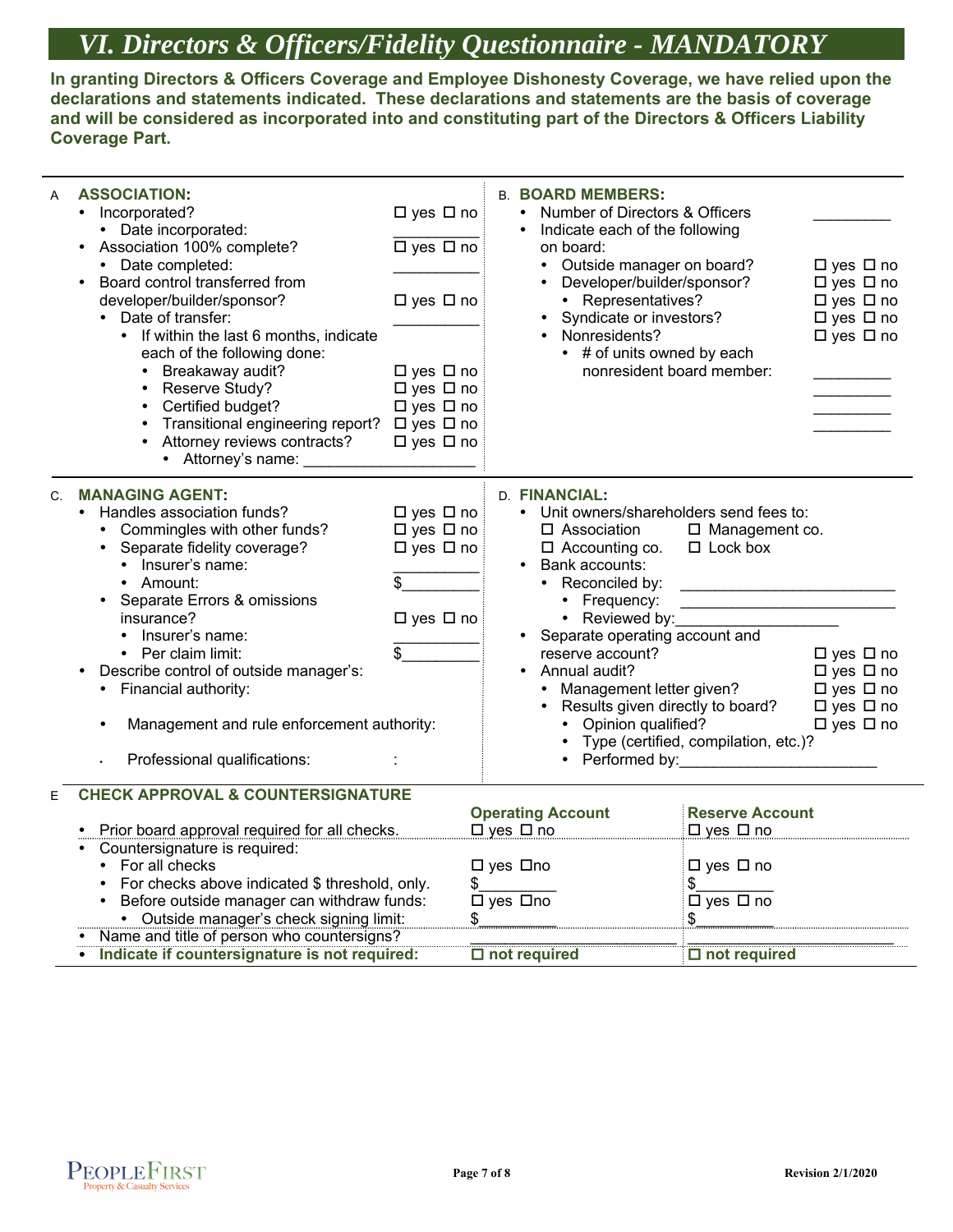# VI. Directors & Officers/Fidelity Questionnaire - MANDATORY

**In granting Directors & Officers Coverage and Employee Dishonesty Coverage, we have relied upon the declarations and statements indicated. These declarations and statements are the basis of coverage and will be considered as incorporated into and constituting part of the Directors & Officers Liability Coverage Part.**

## A. ASSOCIATION:

- Incorporated? ☐ yes ☐ no
  - Date incorporated: __________
- Association 100% complete? ☐ yes ☐ no
  - Date completed: __________
- Board control transferred from developer/builder/sponsor? ☐ yes ☐ no
  - Date of transfer: __________
    - If within the last 6 months, indicate each of the following done:
      - Breakaway audit? ☐ yes ☐ no
      - Reserve Study? ☐ yes ☐ no
      - Certified budget? ☐ yes ☐ no
      - Transitional engineering report? ☐ yes ☐ no
      - Attorney reviews contracts? ☐ yes ☐ no
        - Attorney's name: ____________________

## B. BOARD MEMBERS:

- Number of Directors & Officers __________
- Indicate each of the following on board:
  - Outside manager on board? ☐ yes ☐ no
  - Developer/builder/sponsor? ☐ yes ☐ no
    - Representatives? ☐ yes ☐ no
  - Syndicate or investors? ☐ yes ☐ no
  - Nonresidents? ☐ yes ☐ no
    - # of units owned by each nonresident board member: __________ __________ __________ __________

## C. MANAGING AGENT:

- Handles association funds? ☐ yes ☐ no
  - Commingles with other funds? ☐ yes ☐ no
  - Separate fidelity coverage? ☐ yes ☐ no
    - Insurer's name: __________
    - Amount: $__________
  - Separate Errors & omissions insurance? ☐ yes ☐ no
    - Insurer's name: __________
    - Per claim limit: $__________
- Describe control of outside manager's:
  - Financial authority:
  - Management and rule enforcement authority:
  - Professional qualifications: :

## D. FINANCIAL:

- Unit owners/shareholders send fees to:
  ☐ Association ☐ Management co.
  ☐ Accounting co. ☐ Lock box
- Bank accounts:
  - Reconciled by: ________________________
    - Frequency: ________________________
    - Reviewed by: ____________________
- Separate operating account and reserve account? ☐ yes ☐ no
- Annual audit? ☐ yes ☐ no
  - Management letter given? ☐ yes ☐ no
  - Results given directly to board? ☐ yes ☐ no
    - Opinion qualified? ☐ yes ☐ no
    - Type (certified, compilation, etc.)?
    - Performed by: ______________________

## E. CHECK APPROVAL & COUNTERSIGNATURE

| | Operating Account | Reserve Account |
|---|---|---|
| • Prior board approval required for all checks. | ☐ yes ☐ no | ☐ yes ☐ no |
| • Countersignature is required: | | |
| • For all checks | ☐ yes ☐ no | ☐ yes ☐ no |
| • For checks above indicated $ threshold, only. | $__________ | $__________ |
| • Before outside manager can withdraw funds: | ☐ yes ☐ no | ☐ yes ☐ no |
| • Outside manager's check signing limit: | $__________ | $__________ |
| • Name and title of person who countersigns? | ____________________ | ____________________ |
| • **Indicate if countersignature is not required:** | **☐ not required** | **☐ not required** |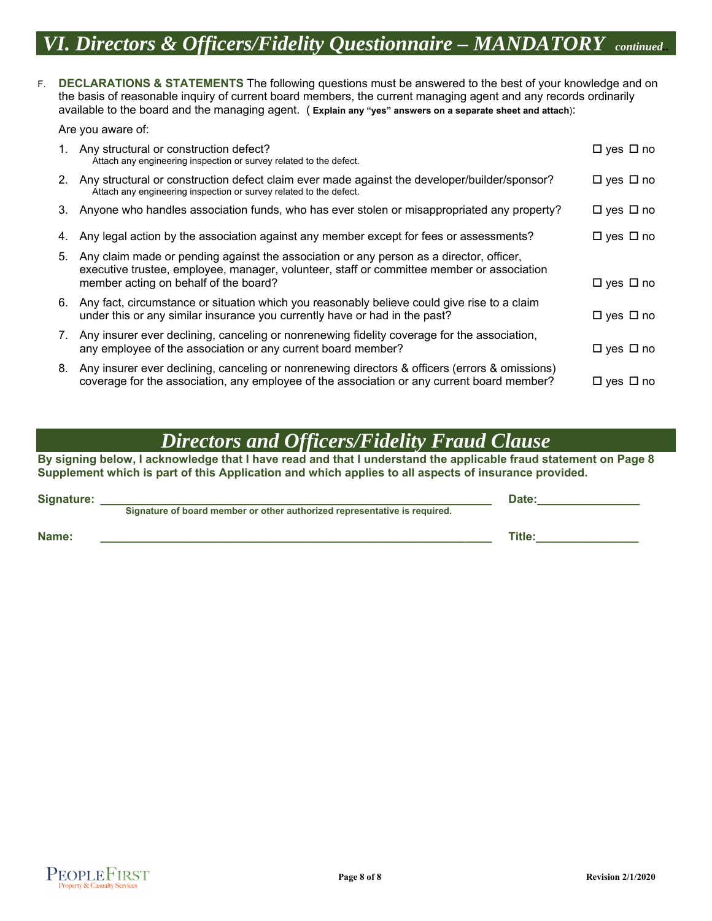# *VI. Directors & Officers/Fidelity Questionnaire – MANDATORY* *continued*

F. **DECLARATIONS & STATEMENTS** The following questions must be answered to the best of your knowledge and on the basis of reasonable inquiry of current board members, the current managing agent and any records ordinarily available to the board and the managing agent. ( **Explain any "yes" answers on a separate sheet and attach**):

Are you aware of:

1. Any structural or construction defect? ☐ yes ☐ no
   Attach any engineering inspection or survey related to the defect.
2. Any structural or construction defect claim ever made against the developer/builder/sponsor? ☐ yes ☐ no
   Attach any engineering inspection or survey related to the defect.
3. Anyone who handles association funds, who has ever stolen or misappropriated any property? ☐ yes ☐ no
4. Any legal action by the association against any member except for fees or assessments? ☐ yes ☐ no
5. Any claim made or pending against the association or any person as a director, officer, executive trustee, employee, manager, volunteer, staff or committee member or association member acting on behalf of the board? ☐ yes ☐ no
6. Any fact, circumstance or situation which you reasonably believe could give rise to a claim under this or any similar insurance you currently have or had in the past? ☐ yes ☐ no
7. Any insurer ever declining, canceling or nonrenewing fidelity coverage for the association, any employee of the association or any current board member? ☐ yes ☐ no
8. Any insurer ever declining, canceling or nonrenewing directors & officers (errors & omissions) coverage for the association, any employee of the association or any current board member? ☐ yes ☐ no

# *Directors and Officers/Fidelity Fraud Clause*

**By signing below, I acknowledge that I have read and that I understand the applicable fraud statement on Page 8 Supplement which is part of this Application and which applies to all aspects of insurance provided.**

**Signature:** ________________________________________________ **Date:**________________

**Signature of board member or other authorized representative is required.**

**Name:** ________________________________________________ **Title:**________________